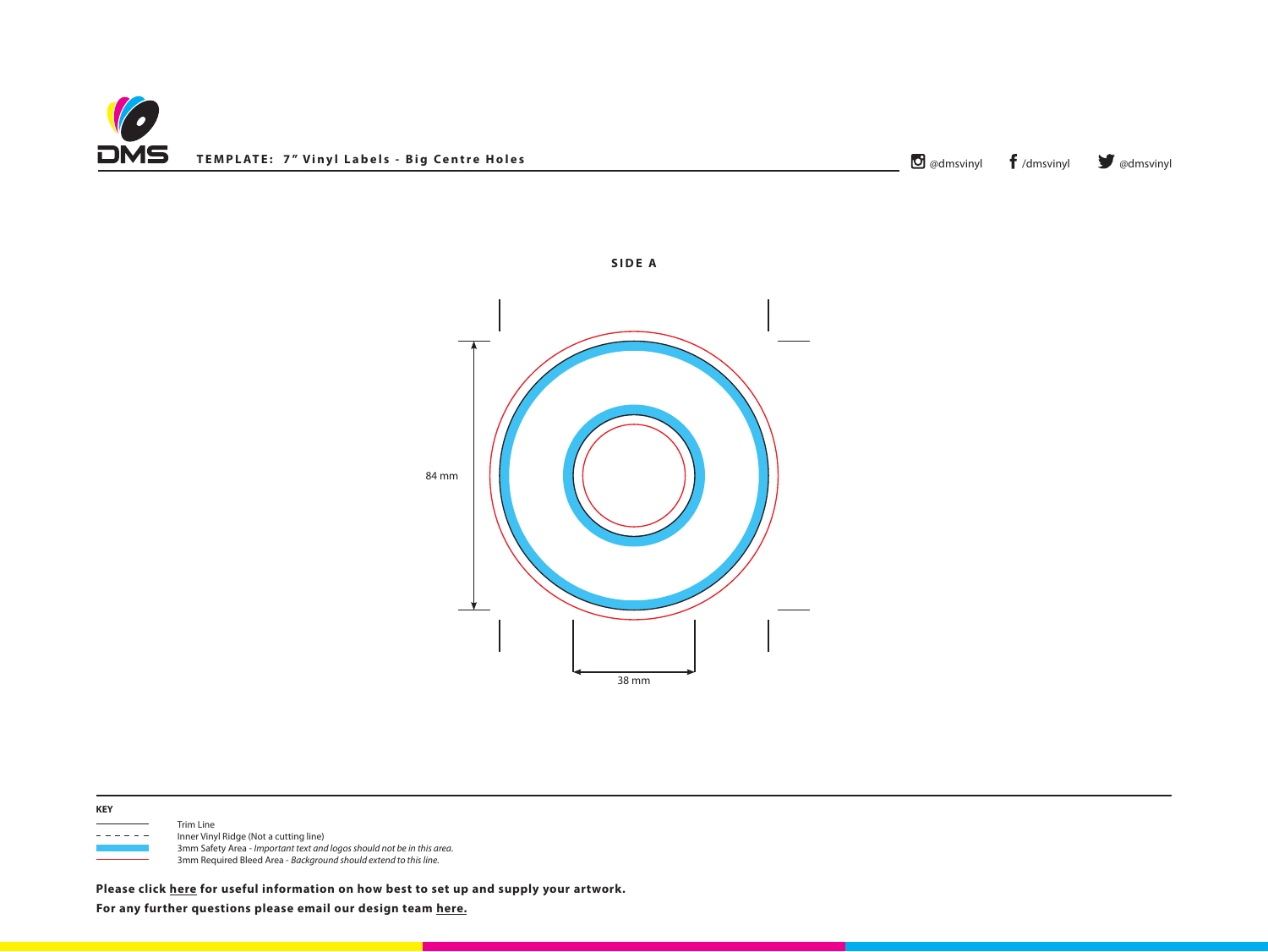**TEMPLATE: 7″ Vinyl Labels - Big Centre Holes**

@dmsvinyl /dmsvinyl @dmsvinyl

**SIDE A**

84 mm

38 mm

**KEY**

- Trim Line
- Inner Vinyl Ridge (Not a cutting line)
- 3mm Safety Area - *Important text and logos should not be in this area.*
- 3mm Required Bleed Area - *Background should extend to this line.*

**Please click here for useful information on how best to set up and supply your artwork.**

**For any further questions please email our design team here.**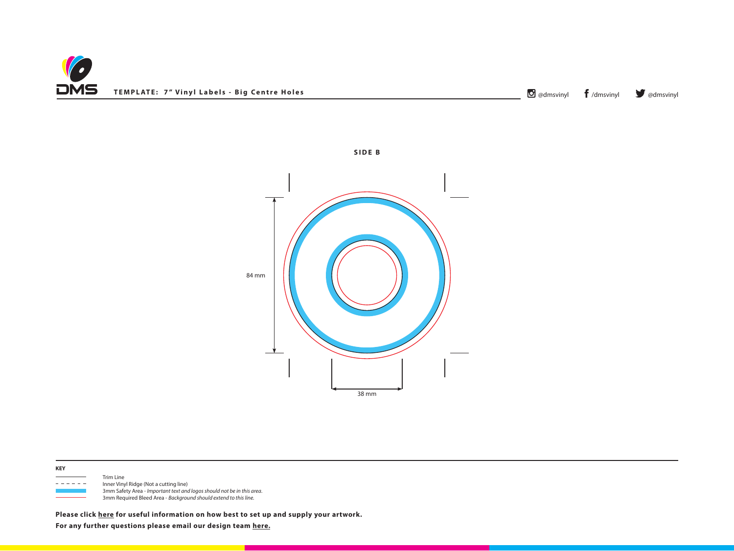**TEMPLATE: 7" Vinyl Labels - Big Centre Holes**

@dmsvinyl /dmsvinyl @dmsvinyl

**SIDE B**

84 mm

38 mm

**KEY**

Trim Line
Inner Vinyl Ridge (Not a cutting line)
3mm Safety Area - *Important text and logos should not be in this area.*
3mm Required Bleed Area - *Background should extend to this line.*

**Please click here for useful information on how best to set up and supply your artwork.**

**For any further questions please email our design team here.**